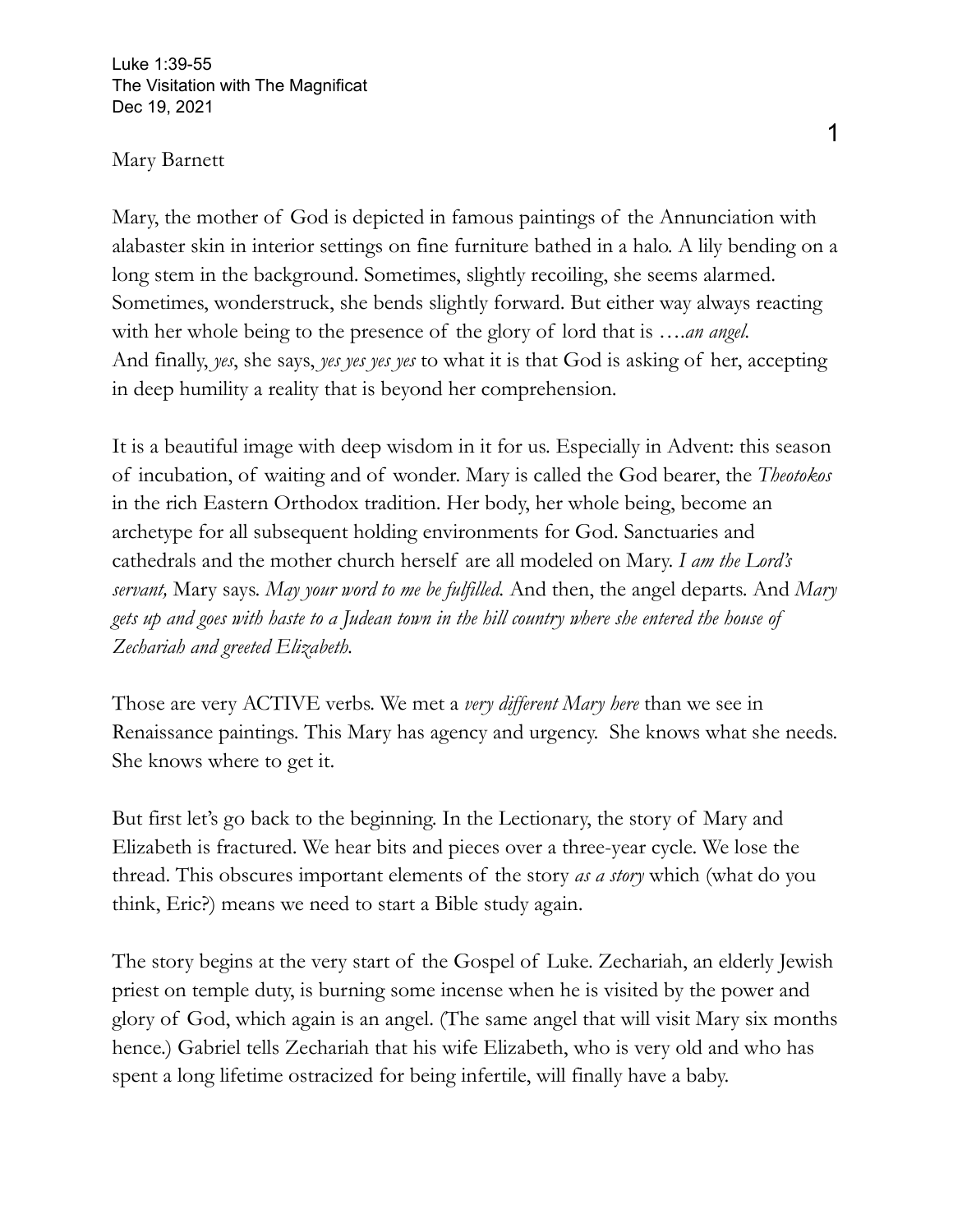Luke 1:39-55
The Visitation with The Magnificat
Dec 19, 2021

Mary Barnett

Mary, the mother of God is depicted in famous paintings of the Annunciation with alabaster skin in interior settings on fine furniture bathed in a halo. A lily bending on a long stem in the background. Sometimes, slightly recoiling, she seems alarmed. Sometimes, wonderstruck, she bends slightly forward. But either way always reacting with her whole being to the presence of the glory of lord that is ….*an angel.* And finally, *yes*, she says, *yes yes yes yes* to what it is that God is asking of her, accepting in deep humility a reality that is beyond her comprehension.

It is a beautiful image with deep wisdom in it for us. Especially in Advent: this season of incubation, of waiting and of wonder. Mary is called the God bearer, the *Theotokos* in the rich Eastern Orthodox tradition. Her body, her whole being, become an archetype for all subsequent holding environments for God. Sanctuaries and cathedrals and the mother church herself are all modeled on Mary. *I am the Lord's servant,* Mary says. *May your word to me be fulfilled.* And then, the angel departs. And *Mary gets up and goes with haste to a Judean town in the hill country where she entered the house of Zechariah and greeted Elizabeth.*

Those are very ACTIVE verbs. We met a *very different Mary here* than we see in Renaissance paintings. This Mary has agency and urgency. She knows what she needs. She knows where to get it.

But first let's go back to the beginning. In the Lectionary, the story of Mary and Elizabeth is fractured. We hear bits and pieces over a three-year cycle. We lose the thread. This obscures important elements of the story *as a story* which (what do you think, Eric?) means we need to start a Bible study again.

The story begins at the very start of the Gospel of Luke. Zechariah, an elderly Jewish priest on temple duty, is burning some incense when he is visited by the power and glory of God, which again is an angel. (The same angel that will visit Mary six months hence.) Gabriel tells Zechariah that his wife Elizabeth, who is very old and who has spent a long lifetime ostracized for being infertile, will finally have a baby.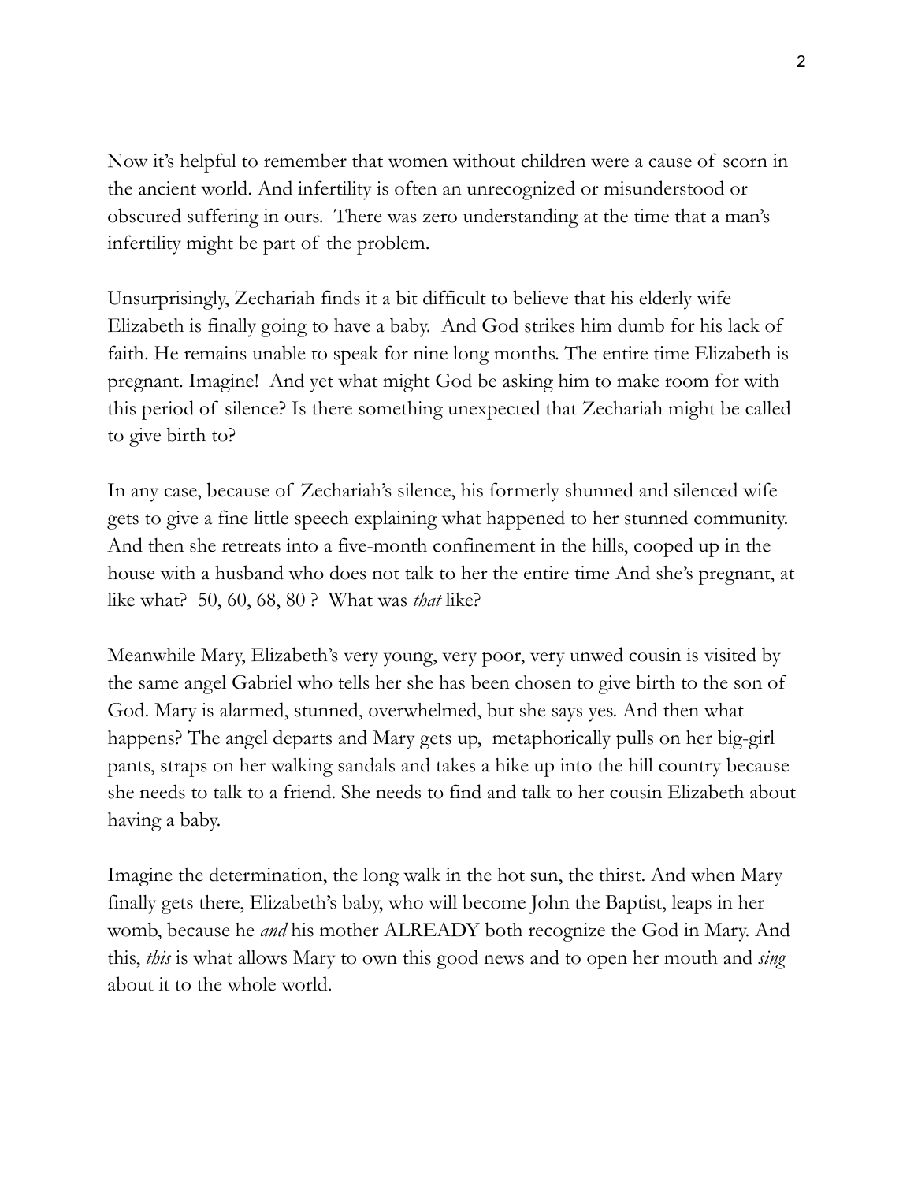Now it's helpful to remember that women without children were a cause of scorn in the ancient world. And infertility is often an unrecognized or misunderstood or obscured suffering in ours. There was zero understanding at the time that a man's infertility might be part of the problem.

Unsurprisingly, Zechariah finds it a bit difficult to believe that his elderly wife Elizabeth is finally going to have a baby. And God strikes him dumb for his lack of faith. He remains unable to speak for nine long months. The entire time Elizabeth is pregnant. Imagine! And yet what might God be asking him to make room for with this period of silence? Is there something unexpected that Zechariah might be called to give birth to?

In any case, because of Zechariah's silence, his formerly shunned and silenced wife gets to give a fine little speech explaining what happened to her stunned community. And then she retreats into a five-month confinement in the hills, cooped up in the house with a husband who does not talk to her the entire time And she's pregnant, at like what? 50, 60, 68, 80 ? What was *that* like?

Meanwhile Mary, Elizabeth's very young, very poor, very unwed cousin is visited by the same angel Gabriel who tells her she has been chosen to give birth to the son of God. Mary is alarmed, stunned, overwhelmed, but she says yes. And then what happens? The angel departs and Mary gets up, metaphorically pulls on her big-girl pants, straps on her walking sandals and takes a hike up into the hill country because she needs to talk to a friend. She needs to find and talk to her cousin Elizabeth about having a baby.

Imagine the determination, the long walk in the hot sun, the thirst. And when Mary finally gets there, Elizabeth's baby, who will become John the Baptist, leaps in her womb, because he *and* his mother ALREADY both recognize the God in Mary. And this, *this* is what allows Mary to own this good news and to open her mouth and *sing* about it to the whole world.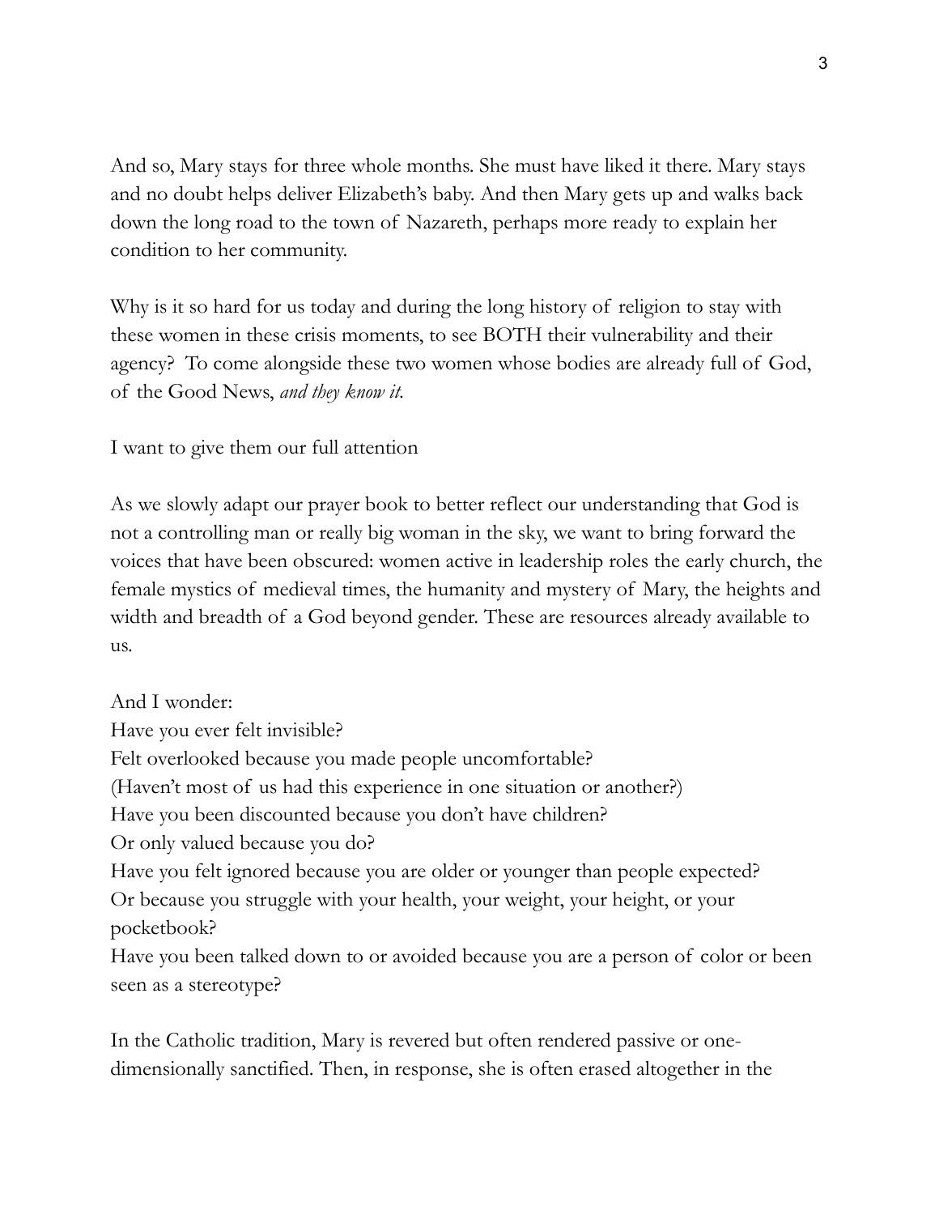And so, Mary stays for three whole months. She must have liked it there. Mary stays and no doubt helps deliver Elizabeth's baby. And then Mary gets up and walks back down the long road to the town of Nazareth, perhaps more ready to explain her condition to her community.

Why is it so hard for us today and during the long history of religion to stay with these women in these crisis moments, to see BOTH their vulnerability and their agency? To come alongside these two women whose bodies are already full of God, of the Good News, *and they know it.*

I want to give them our full attention

As we slowly adapt our prayer book to better reflect our understanding that God is not a controlling man or really big woman in the sky, we want to bring forward the voices that have been obscured: women active in leadership roles the early church, the female mystics of medieval times, the humanity and mystery of Mary, the heights and width and breadth of a God beyond gender. These are resources already available to us.

And I wonder:
Have you ever felt invisible?
Felt overlooked because you made people uncomfortable?
(Haven't most of us had this experience in one situation or another?)
Have you been discounted because you don't have children?
Or only valued because you do?
Have you felt ignored because you are older or younger than people expected?
Or because you struggle with your health, your weight, your height, or your pocketbook?
Have you been talked down to or avoided because you are a person of color or been seen as a stereotype?

In the Catholic tradition, Mary is revered but often rendered passive or one-dimensionally sanctified. Then, in response, she is often erased altogether in the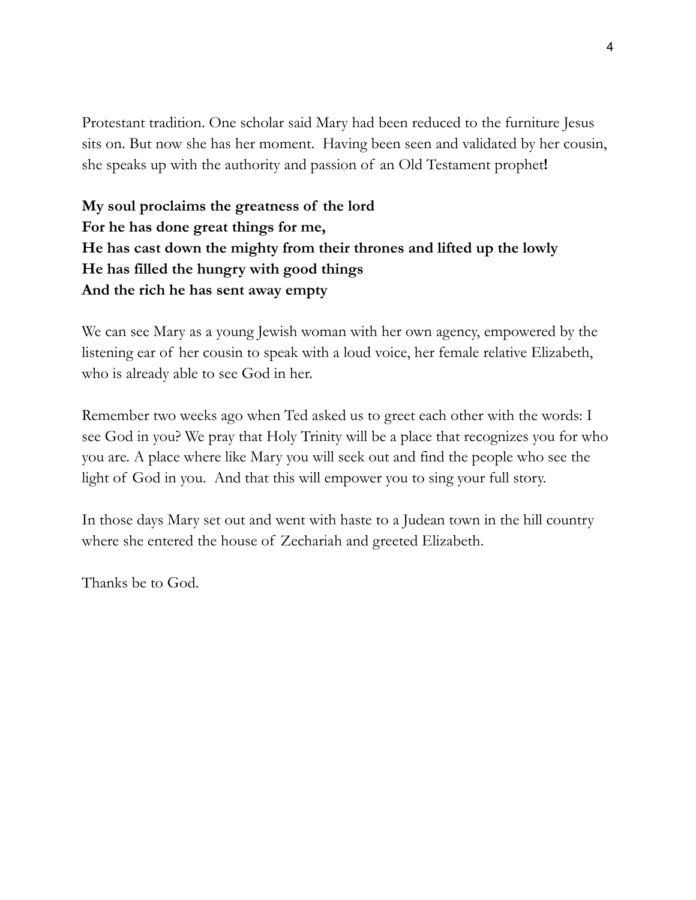Protestant tradition. One scholar said Mary had been reduced to the furniture Jesus sits on. But now she has her moment. Having been seen and validated by her cousin, she speaks up with the authority and passion of an Old Testament prophet**!**

**My soul proclaims the greatness of the lord**
**For he has done great things for me,**
**He has cast down the mighty from their thrones and lifted up the lowly**
**He has filled the hungry with good things**
**And the rich he has sent away empty**

We can see Mary as a young Jewish woman with her own agency, empowered by the listening ear of her cousin to speak with a loud voice, her female relative Elizabeth, who is already able to see God in her.

Remember two weeks ago when Ted asked us to greet each other with the words: I see God in you? We pray that Holy Trinity will be a place that recognizes you for who you are. A place where like Mary you will seek out and find the people who see the light of God in you. And that this will empower you to sing your full story.

In those days Mary set out and went with haste to a Judean town in the hill country where she entered the house of Zechariah and greeted Elizabeth.

Thanks be to God.